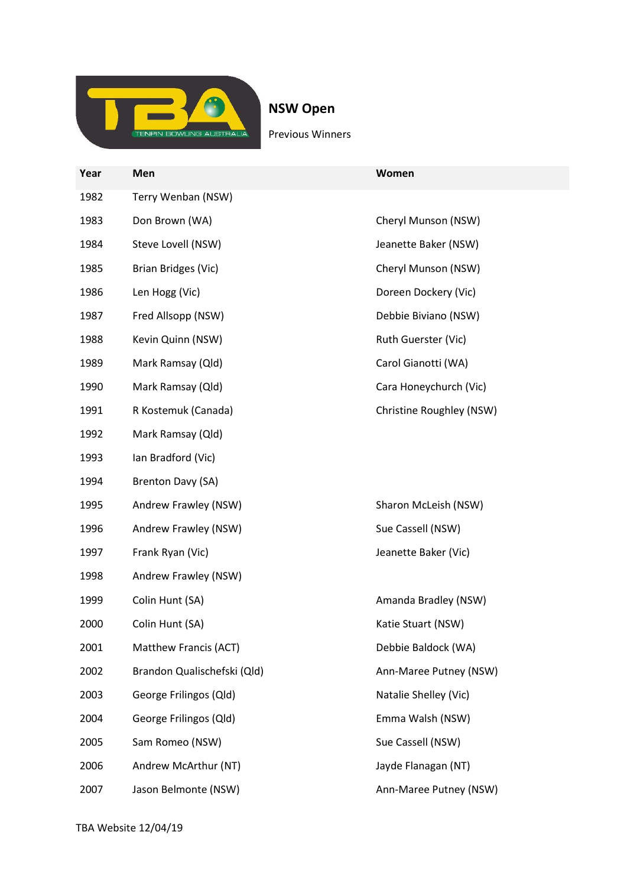# NSW Open

Previous Winners

| Year | Men | Women |
|---|---|---|
| 1982 | Terry Wenban (NSW) | |
| 1983 | Don Brown (WA) | Cheryl Munson (NSW) |
| 1984 | Steve Lovell (NSW) | Jeanette Baker (NSW) |
| 1985 | Brian Bridges (Vic) | Cheryl Munson (NSW) |
| 1986 | Len Hogg (Vic) | Doreen Dockery (Vic) |
| 1987 | Fred Allsopp (NSW) | Debbie Biviano (NSW) |
| 1988 | Kevin Quinn (NSW) | Ruth Guerster (Vic) |
| 1989 | Mark Ramsay (Qld) | Carol Gianotti (WA) |
| 1990 | Mark Ramsay (Qld) | Cara Honeychurch (Vic) |
| 1991 | R Kostemuk (Canada) | Christine Roughley (NSW) |
| 1992 | Mark Ramsay (Qld) | |
| 1993 | Ian Bradford (Vic) | |
| 1994 | Brenton Davy (SA) | |
| 1995 | Andrew Frawley (NSW) | Sharon McLeish (NSW) |
| 1996 | Andrew Frawley (NSW) | Sue Cassell (NSW) |
| 1997 | Frank Ryan (Vic) | Jeanette Baker (Vic) |
| 1998 | Andrew Frawley (NSW) | |
| 1999 | Colin Hunt (SA) | Amanda Bradley (NSW) |
| 2000 | Colin Hunt (SA) | Katie Stuart (NSW) |
| 2001 | Matthew Francis (ACT) | Debbie Baldock (WA) |
| 2002 | Brandon Qualischefski (Qld) | Ann-Maree Putney (NSW) |
| 2003 | George Frilingos (Qld) | Natalie Shelley (Vic) |
| 2004 | George Frilingos (Qld) | Emma Walsh (NSW) |
| 2005 | Sam Romeo (NSW) | Sue Cassell (NSW) |
| 2006 | Andrew McArthur (NT) | Jayde Flanagan (NT) |
| 2007 | Jason Belmonte (NSW) | Ann-Maree Putney (NSW) |

TBA Website 12/04/19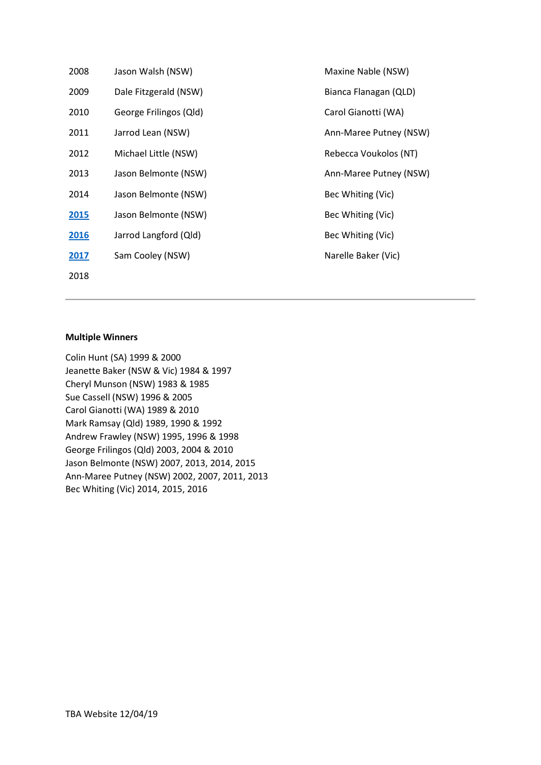| | | |
|---|---|---|
| 2008 | Jason Walsh (NSW) | Maxine Nable (NSW) |
| 2009 | Dale Fitzgerald (NSW) | Bianca Flanagan (QLD) |
| 2010 | George Frilingos (Qld) | Carol Gianotti (WA) |
| 2011 | Jarrod Lean (NSW) | Ann-Maree Putney (NSW) |
| 2012 | Michael Little (NSW) | Rebecca Voukolos (NT) |
| 2013 | Jason Belmonte (NSW) | Ann-Maree Putney (NSW) |
| 2014 | Jason Belmonte (NSW) | Bec Whiting (Vic) |
| **2015** | Jason Belmonte (NSW) | Bec Whiting (Vic) |
| **2016** | Jarrod Langford (Qld) | Bec Whiting (Vic) |
| **2017** | Sam Cooley (NSW) | Narelle Baker (Vic) |
| 2018 | | |

---

**Multiple Winners**

Colin Hunt (SA) 1999 & 2000
Jeanette Baker (NSW & Vic) 1984 & 1997
Cheryl Munson (NSW) 1983 & 1985
Sue Cassell (NSW) 1996 & 2005
Carol Gianotti (WA) 1989 & 2010
Mark Ramsay (Qld) 1989, 1990 & 1992
Andrew Frawley (NSW) 1995, 1996 & 1998
George Frilingos (Qld) 2003, 2004 & 2010
Jason Belmonte (NSW) 2007, 2013, 2014, 2015
Ann-Maree Putney (NSW) 2002, 2007, 2011, 2013
Bec Whiting (Vic) 2014, 2015, 2016

TBA Website 12/04/19